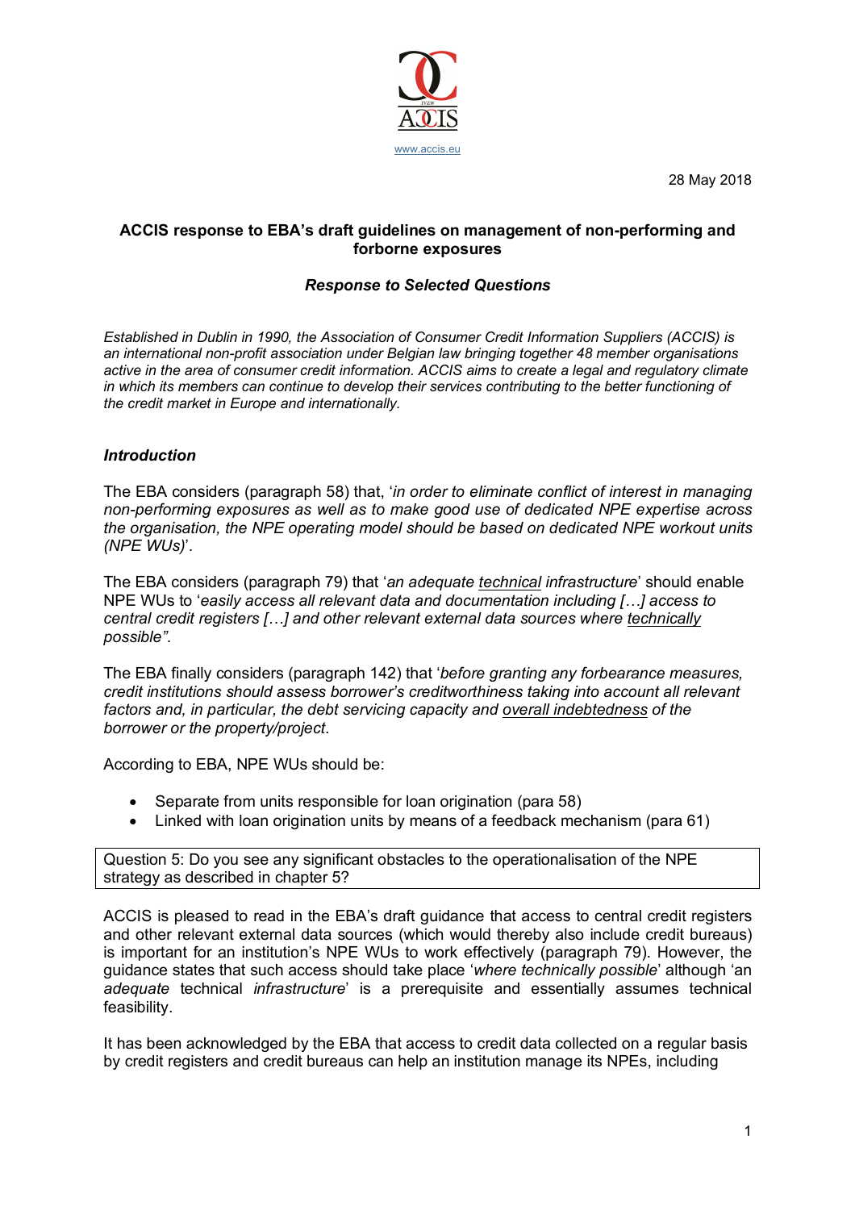www.accis.eu

28 May 2018

**ACCIS response to EBA's draft guidelines on management of non-performing and forborne exposures**

***Response to Selected Questions***

*Established in Dublin in 1990, the Association of Consumer Credit Information Suppliers (ACCIS) is an international non-profit association under Belgian law bringing together 48 member organisations active in the area of consumer credit information. ACCIS aims to create a legal and regulatory climate in which its members can continue to develop their services contributing to the better functioning of the credit market in Europe and internationally.*

### ***Introduction***

The EBA considers (paragraph 58) that, '*in order to eliminate conflict of interest in managing non-performing exposures as well as to make good use of dedicated NPE expertise across the organisation, the NPE operating model should be based on dedicated NPE workout units (NPE WUs)*'.

The EBA considers (paragraph 79) that '*an adequate <u>technical</u> infrastructure*' should enable NPE WUs to '*easily access all relevant data and documentation including […] access to central credit registers […] and other relevant external data sources where <u>technically</u> possible"*.

The EBA finally considers (paragraph 142) that '*before granting any forbearance measures, credit institutions should assess borrower's creditworthiness taking into account all relevant factors and, in particular, the debt servicing capacity and <u>overall indebtedness</u> of the borrower or the property/project*.

According to EBA, NPE WUs should be:

- Separate from units responsible for loan origination (para 58)
- Linked with loan origination units by means of a feedback mechanism (para 61)

| Question 5: Do you see any significant obstacles to the operationalisation of the NPE strategy as described in chapter 5? |
|---|

ACCIS is pleased to read in the EBA's draft guidance that access to central credit registers and other relevant external data sources (which would thereby also include credit bureaus) is important for an institution's NPE WUs to work effectively (paragraph 79). However, the guidance states that such access should take place '*where technically possible*' although '*an adequate* technical *infrastructure*' is a prerequisite and essentially assumes technical feasibility.

It has been acknowledged by the EBA that access to credit data collected on a regular basis by credit registers and credit bureaus can help an institution manage its NPEs, including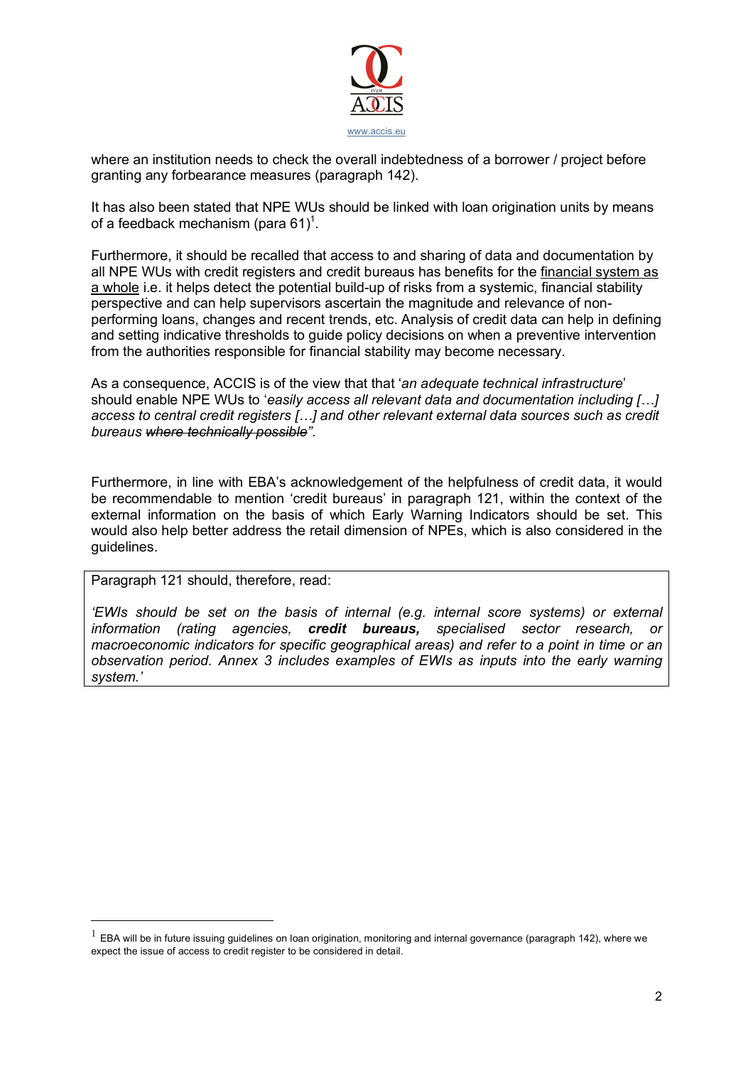where an institution needs to check the overall indebtedness of a borrower / project before granting any forbearance measures (paragraph 142).

It has also been stated that NPE WUs should be linked with loan origination units by means of a feedback mechanism (para 61)[1].

Furthermore, it should be recalled that access to and sharing of data and documentation by all NPE WUs with credit registers and credit bureaus has benefits for the financial system as a whole i.e. it helps detect the potential build-up of risks from a systemic, financial stability perspective and can help supervisors ascertain the magnitude and relevance of non-performing loans, changes and recent trends, etc. Analysis of credit data can help in defining and setting indicative thresholds to guide policy decisions on when a preventive intervention from the authorities responsible for financial stability may become necessary.

As a consequence, ACCIS is of the view that that '*an adequate technical infrastructure*' should enable NPE WUs to '*easily access all relevant data and documentation including […] access to central credit registers […] and other relevant external data sources such as credit bureaus ~~where technically possible~~*".

Furthermore, in line with EBA's acknowledgement of the helpfulness of credit data, it would be recommendable to mention 'credit bureaus' in paragraph 121, within the context of the external information on the basis of which Early Warning Indicators should be set. This would also help better address the retail dimension of NPEs, which is also considered in the guidelines.

> Paragraph 121 should, therefore, read:
>
> *'EWIs should be set on the basis of internal (e.g. internal score systems) or external information (rating agencies, **credit bureaus,** specialised sector research, or macroeconomic indicators for specific geographical areas) and refer to a point in time or an observation period. Annex 3 includes examples of EWIs as inputs into the early warning system.'*

[1] EBA will be in future issuing guidelines on loan origination, monitoring and internal governance (paragraph 142), where we expect the issue of access to credit register to be considered in detail.